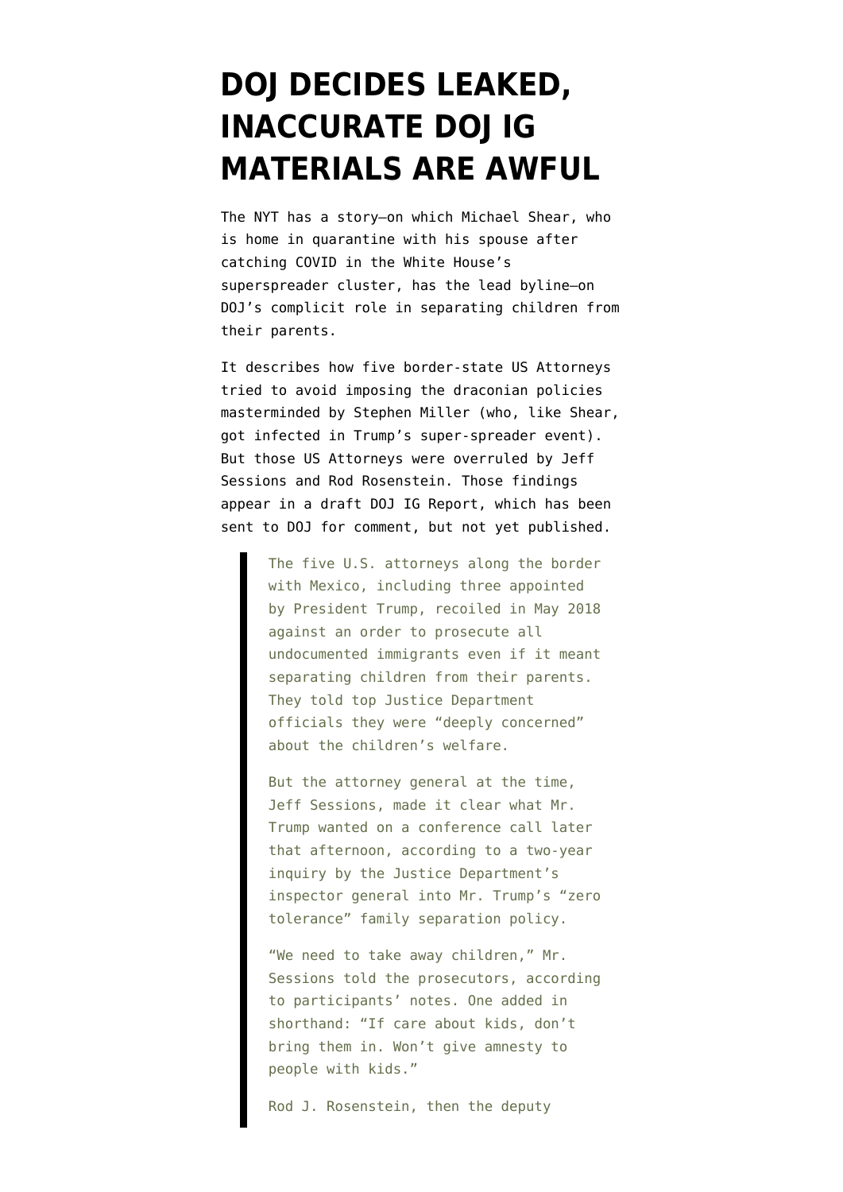# DOJ DECIDES LEAKED, INACCURATE DOJ IG MATERIALS ARE AWFUL

The NYT has a story—on which Michael Shear, who is home in quarantine with his spouse after catching COVID in the White House's superspreader cluster, has the lead byline—on DOJ's complicit role in separating children from their parents.

It describes how five border-state US Attorneys tried to avoid imposing the draconian policies masterminded by Stephen Miller (who, like Shear, got infected in Trump's super-spreader event). But those US Attorneys were overruled by Jeff Sessions and Rod Rosenstein. Those findings appear in a draft DOJ IG Report, which has been sent to DOJ for comment, but not yet published.

> The five U.S. attorneys along the border with Mexico, including three appointed by President Trump, recoiled in May 2018 against an order to prosecute all undocumented immigrants even if it meant separating children from their parents. They told top Justice Department officials they were "deeply concerned" about the children's welfare.
>
> But the attorney general at the time, Jeff Sessions, made it clear what Mr. Trump wanted on a conference call later that afternoon, according to a two-year inquiry by the Justice Department's inspector general into Mr. Trump's "zero tolerance" family separation policy.
>
> "We need to take away children," Mr. Sessions told the prosecutors, according to participants' notes. One added in shorthand: "If care about kids, don't bring them in. Won't give amnesty to people with kids."
>
> Rod J. Rosenstein, then the deputy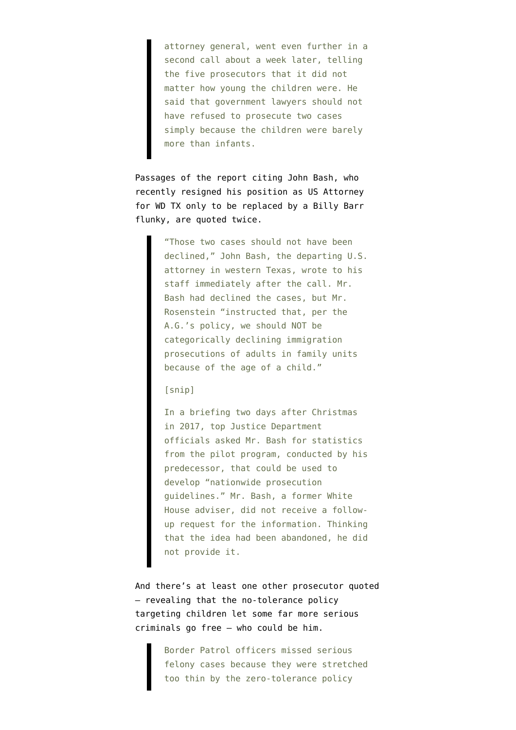> attorney general, went even further in a second call about a week later, telling the five prosecutors that it did not matter how young the children were. He said that government lawyers should not have refused to prosecute two cases simply because the children were barely more than infants.

Passages of the report citing John Bash, who recently resigned his position as US Attorney for WD TX only to be replaced by a Billy Barr flunky, are quoted twice.

> "Those two cases should not have been declined," John Bash, the departing U.S. attorney in western Texas, wrote to his staff immediately after the call. Mr. Bash had declined the cases, but Mr. Rosenstein "instructed that, per the A.G.'s policy, we should NOT be categorically declining immigration prosecutions of adults in family units because of the age of a child."
>
> [snip]
>
> In a briefing two days after Christmas in 2017, top Justice Department officials asked Mr. Bash for statistics from the pilot program, conducted by his predecessor, that could be used to develop "nationwide prosecution guidelines." Mr. Bash, a former White House adviser, did not receive a follow-up request for the information. Thinking that the idea had been abandoned, he did not provide it.

And there's at least one other prosecutor quoted — revealing that the no-tolerance policy targeting children let some far more serious criminals go free — who could be him.

> Border Patrol officers missed serious felony cases because they were stretched too thin by the zero-tolerance policy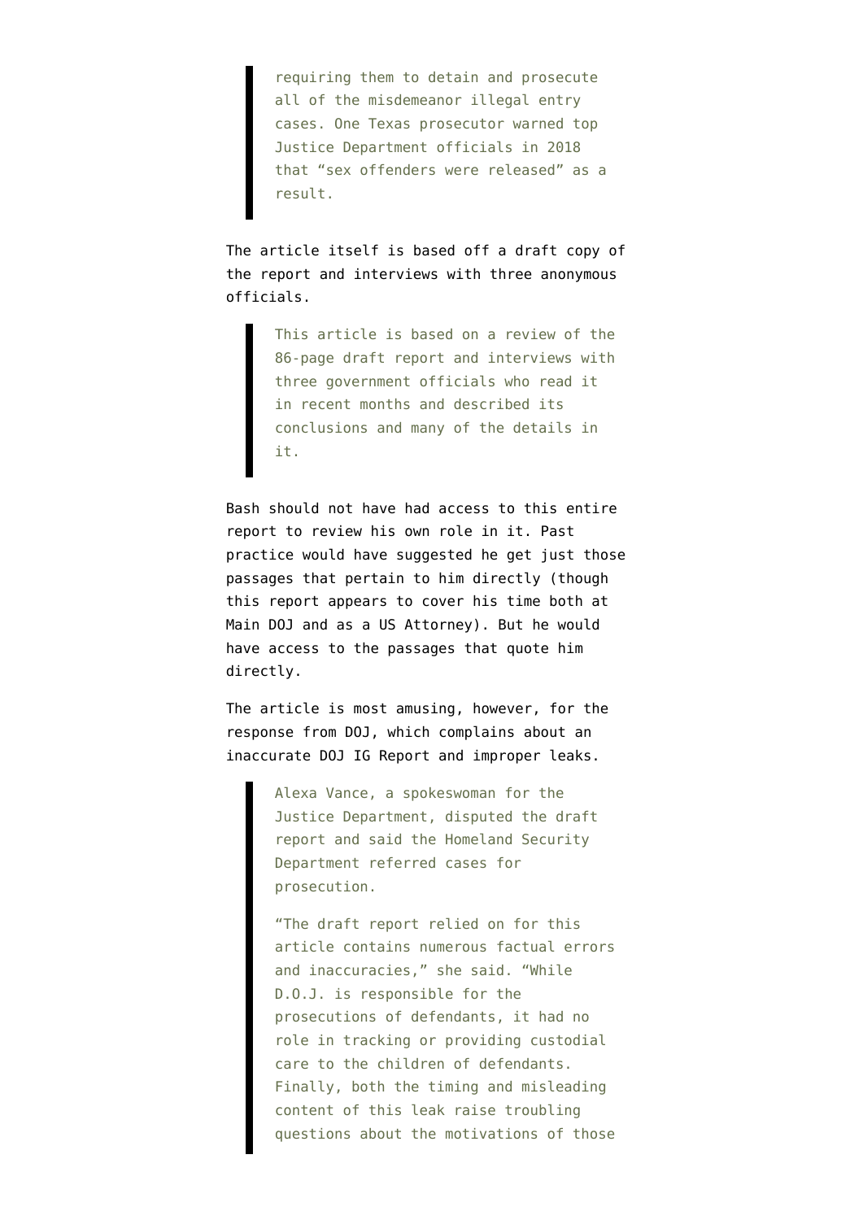> requiring them to detain and prosecute all of the misdemeanor illegal entry cases. One Texas prosecutor warned top Justice Department officials in 2018 that "sex offenders were released" as a result.

The article itself is based off a draft copy of the report and interviews with three anonymous officials.

> This article is based on a review of the 86-page draft report and interviews with three government officials who read it in recent months and described its conclusions and many of the details in it.

Bash should not have had access to this entire report to review his own role in it. Past practice would have suggested he get just those passages that pertain to him directly (though this report appears to cover his time both at Main DOJ and as a US Attorney). But he would have access to the passages that quote him directly.

The article is most amusing, however, for the response from DOJ, which complains about an inaccurate DOJ IG Report and improper leaks.

> Alexa Vance, a spokeswoman for the Justice Department, disputed the draft report and said the Homeland Security Department referred cases for prosecution.
>
> "The draft report relied on for this article contains numerous factual errors and inaccuracies," she said. "While D.O.J. is responsible for the prosecutions of defendants, it had no role in tracking or providing custodial care to the children of defendants. Finally, both the timing and misleading content of this leak raise troubling questions about the motivations of those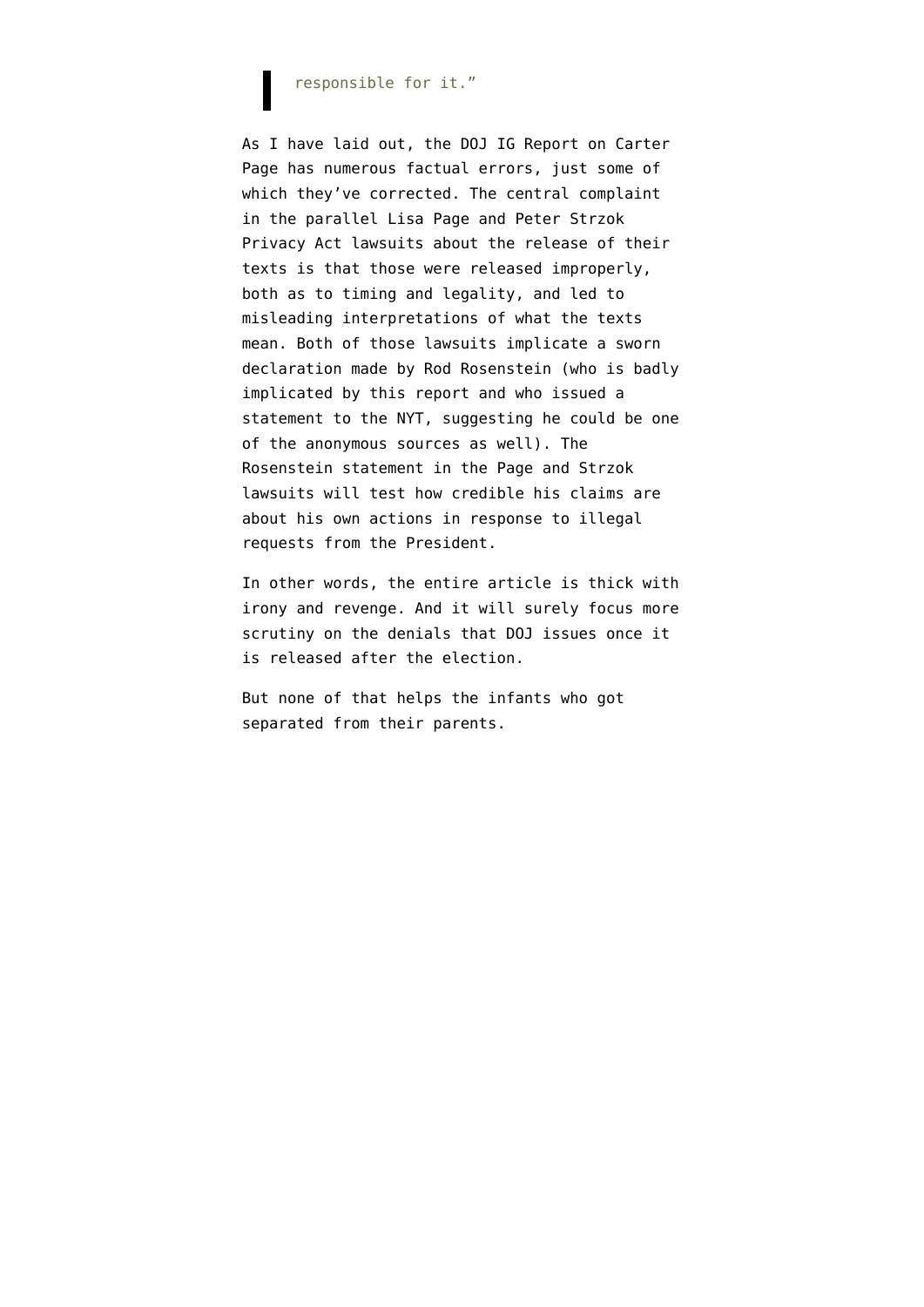> responsible for it."

As I have laid out, the DOJ IG Report on Carter Page has numerous factual errors, just some of which they've corrected. The central complaint in the parallel Lisa Page and Peter Strzok Privacy Act lawsuits about the release of their texts is that those were released improperly, both as to timing and legality, and led to misleading interpretations of what the texts mean. Both of those lawsuits implicate a sworn declaration made by Rod Rosenstein (who is badly implicated by this report and who issued a statement to the NYT, suggesting he could be one of the anonymous sources as well). The Rosenstein statement in the Page and Strzok lawsuits will test how credible his claims are about his own actions in response to illegal requests from the President.

In other words, the entire article is thick with irony and revenge. And it will surely focus more scrutiny on the denials that DOJ issues once it is released after the election.

But none of that helps the infants who got separated from their parents.